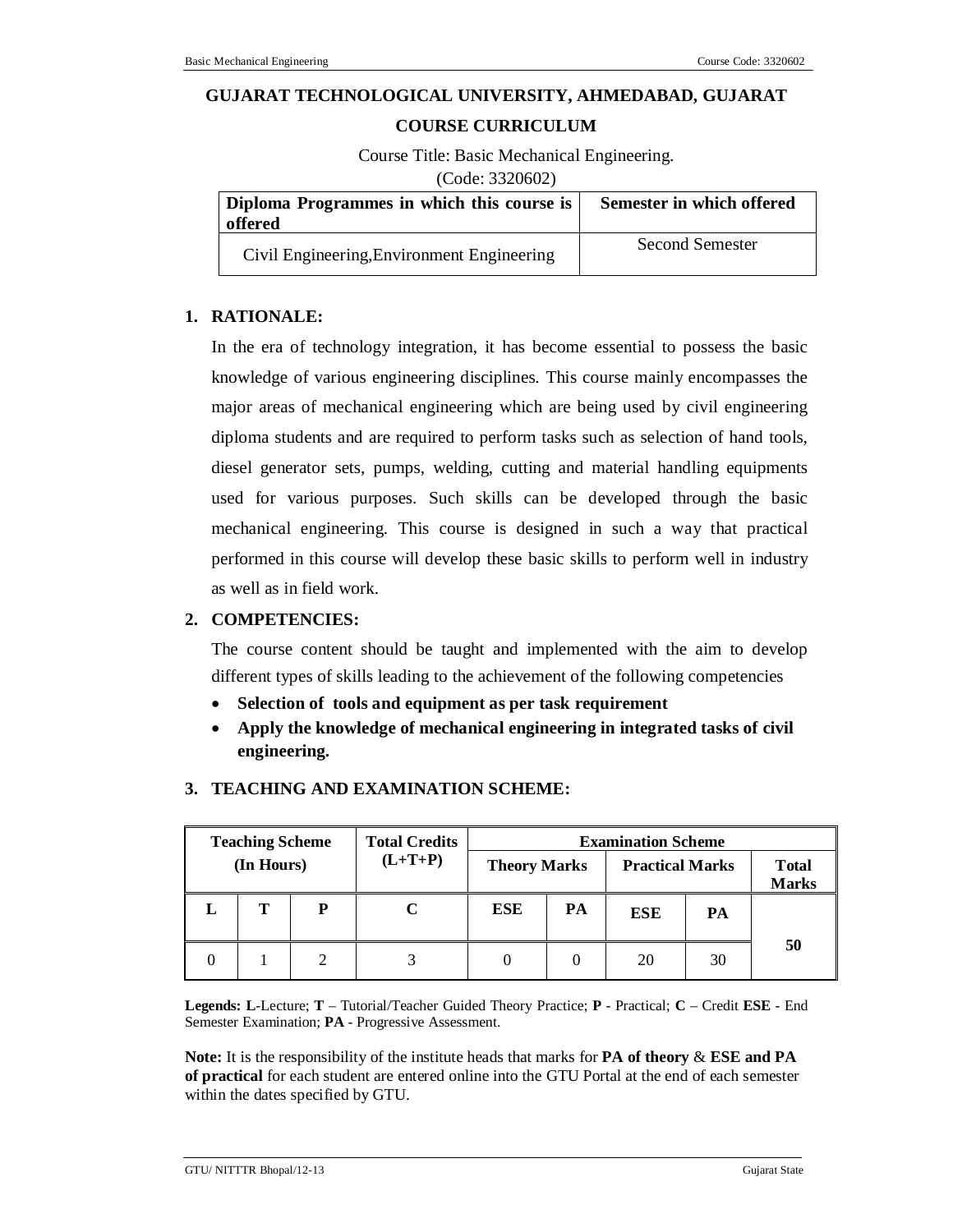# GUJARAT TECHNOLOGICAL UNIVERSITY, AHMEDABAD, GUJARAT

## COURSE CURRICULUM

Course Title: Basic Mechanical Engineering.

(Code: 3320602)

| Diploma Programmes in which this course is offered | Semester in which offered |
|---|---|
| Civil Engineering,Environment Engineering | Second Semester |

## 1. RATIONALE:

In the era of technology integration, it has become essential to possess the basic knowledge of various engineering disciplines. This course mainly encompasses the major areas of mechanical engineering which are being used by civil engineering diploma students and are required to perform tasks such as selection of hand tools, diesel generator sets, pumps, welding, cutting and material handling equipments used for various purposes. Such skills can be developed through the basic mechanical engineering. This course is designed in such a way that practical performed in this course will develop these basic skills to perform well in industry as well as in field work.

## 2. COMPETENCIES:

The course content should be taught and implemented with the aim to develop different types of skills leading to the achievement of the following competencies

- **Selection of tools and equipment as per task requirement**
- **Apply the knowledge of mechanical engineering in integrated tasks of civil engineering.**

## 3. TEACHING AND EXAMINATION SCHEME:

| Teaching Scheme (In Hours) | | | Total Credits (L+T+P) | Examination Scheme | | | | |
|---|---|---|---|---|---|---|---|---|
| | | | | Theory Marks | | Practical Marks | | Total Marks |
| L | T | P | C | ESE | PA | ESE | PA | |
| 0 | 1 | 2 | 3 | 0 | 0 | 20 | 30 | 50 |

**Legends: L**-Lecture; **T** – Tutorial/Teacher Guided Theory Practice; **P** - Practical; **C** – Credit **ESE** - End Semester Examination; **PA** - Progressive Assessment.

**Note:** It is the responsibility of the institute heads that marks for **PA of theory** & **ESE and PA of practical** for each student are entered online into the GTU Portal at the end of each semester within the dates specified by GTU.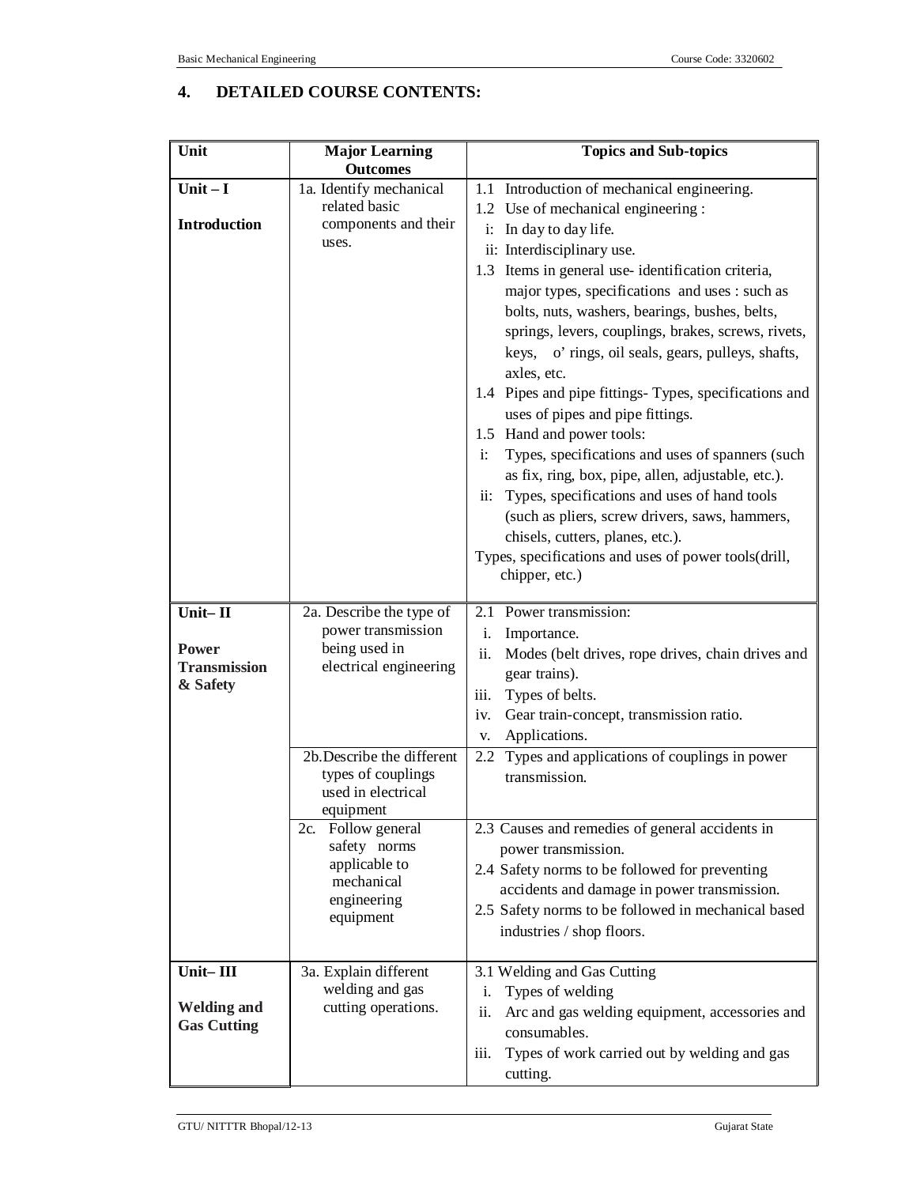## 4. DETAILED COURSE CONTENTS:

| Unit | Major Learning Outcomes | Topics and Sub-topics |
|---|---|---|
| **Unit – I**<br><br>**Introduction** | 1a. Identify mechanical related basic components and their uses. | 1.1 Introduction of mechanical engineering.<br>1.2 Use of mechanical engineering :<br>i: In day to day life.<br>ii: Interdisciplinary use.<br>1.3 Items in general use- identification criteria, major types, specifications and uses : such as bolts, nuts, washers, bearings, bushes, belts, springs, levers, couplings, brakes, screws, rivets, keys, o' rings, oil seals, gears, pulleys, shafts, axles, etc.<br>1.4 Pipes and pipe fittings- Types, specifications and uses of pipes and pipe fittings.<br>1.5 Hand and power tools:<br>i: Types, specifications and uses of spanners (such as fix, ring, box, pipe, allen, adjustable, etc.).<br>ii: Types, specifications and uses of hand tools (such as pliers, screw drivers, saws, hammers, chisels, cutters, planes, etc.).<br>Types, specifications and uses of power tools(drill, chipper, etc.) |
| **Unit– II**<br><br>**Power Transmission & Safety** | 2a. Describe the type of power transmission being used in electrical engineering | 2.1 Power transmission:<br>i. Importance.<br>ii. Modes (belt drives, rope drives, chain drives and gear trains).<br>iii. Types of belts.<br>iv. Gear train-concept, transmission ratio.<br>v. Applications. |
| | 2b. Describe the different types of couplings used in electrical equipment | 2.2 Types and applications of couplings in power transmission. |
| | 2c. Follow general safety norms applicable to mechanical engineering equipment | 2.3 Causes and remedies of general accidents in power transmission.<br>2.4 Safety norms to be followed for preventing accidents and damage in power transmission.<br>2.5 Safety norms to be followed in mechanical based industries / shop floors. |
| **Unit– III**<br><br>**Welding and Gas Cutting** | 3a. Explain different welding and gas cutting operations. | 3.1 Welding and Gas Cutting<br>i. Types of welding<br>ii. Arc and gas welding equipment, accessories and consumables.<br>iii. Types of work carried out by welding and gas cutting. |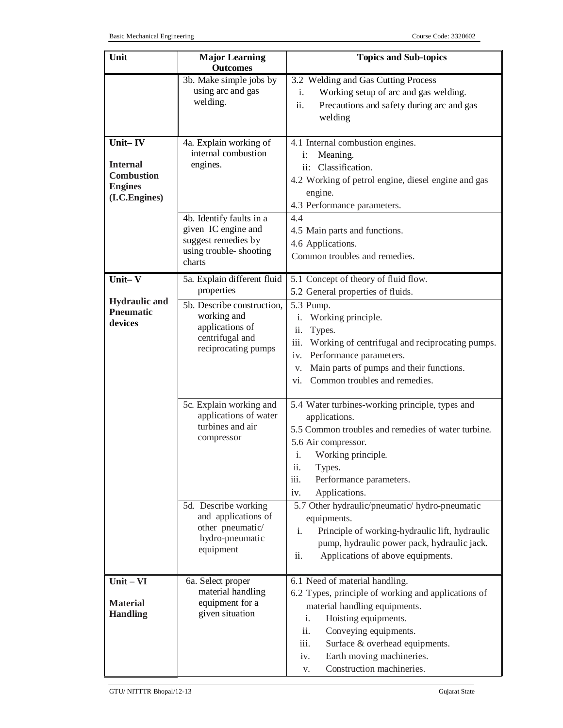| Unit | Major Learning Outcomes | Topics and Sub-topics |
|---|---|---|
| | 3b. Make simple jobs by using arc and gas welding. | 3.2 Welding and Gas Cutting Process<br>i. Working setup of arc and gas welding.<br>ii. Precautions and safety during arc and gas welding |
| **Unit– IV**<br><br>**Internal Combustion Engines (I.C.Engines)** | 4a. Explain working of internal combustion engines. | 4.1 Internal combustion engines.<br>i: Meaning.<br>ii: Classification.<br>4.2 Working of petrol engine, diesel engine and gas engine.<br>4.3 Performance parameters. |
| | 4b. Identify faults in a given IC engine and suggest remedies by using trouble- shooting charts | 4.4<br>4.5 Main parts and functions.<br>4.6 Applications.<br>Common troubles and remedies. |
| **Unit– V**<br><br>**Hydraulic and Pneumatic devices** | 5a. Explain different fluid properties | 5.1 Concept of theory of fluid flow.<br>5.2 General properties of fluids. |
| | 5b. Describe construction, working and applications of centrifugal and reciprocating pumps | 5.3 Pump.<br>i. Working principle.<br>ii. Types.<br>iii. Working of centrifugal and reciprocating pumps.<br>iv. Performance parameters.<br>v. Main parts of pumps and their functions.<br>vi. Common troubles and remedies. |
| | 5c. Explain working and applications of water turbines and air compressor | 5.4 Water turbines-working principle, types and applications.<br>5.5 Common troubles and remedies of water turbine.<br>5.6 Air compressor.<br>i. Working principle.<br>ii. Types.<br>iii. Performance parameters.<br>iv. Applications. |
| | 5d. Describe working and applications of other pneumatic/ hydro-pneumatic equipment | 5.7 Other hydraulic/pneumatic/ hydro-pneumatic equipments.<br>i. Principle of working-hydraulic lift, hydraulic pump, hydraulic power pack, hydraulic jack.<br>ii. Applications of above equipments. |
| **Unit – VI**<br><br>**Material Handling** | 6a. Select proper material handling equipment for a given situation | 6.1 Need of material handling.<br>6.2 Types, principle of working and applications of material handling equipments.<br>i. Hoisting equipments.<br>ii. Conveying equipments.<br>iii. Surface & overhead equipments.<br>iv. Earth moving machineries.<br>v. Construction machineries. |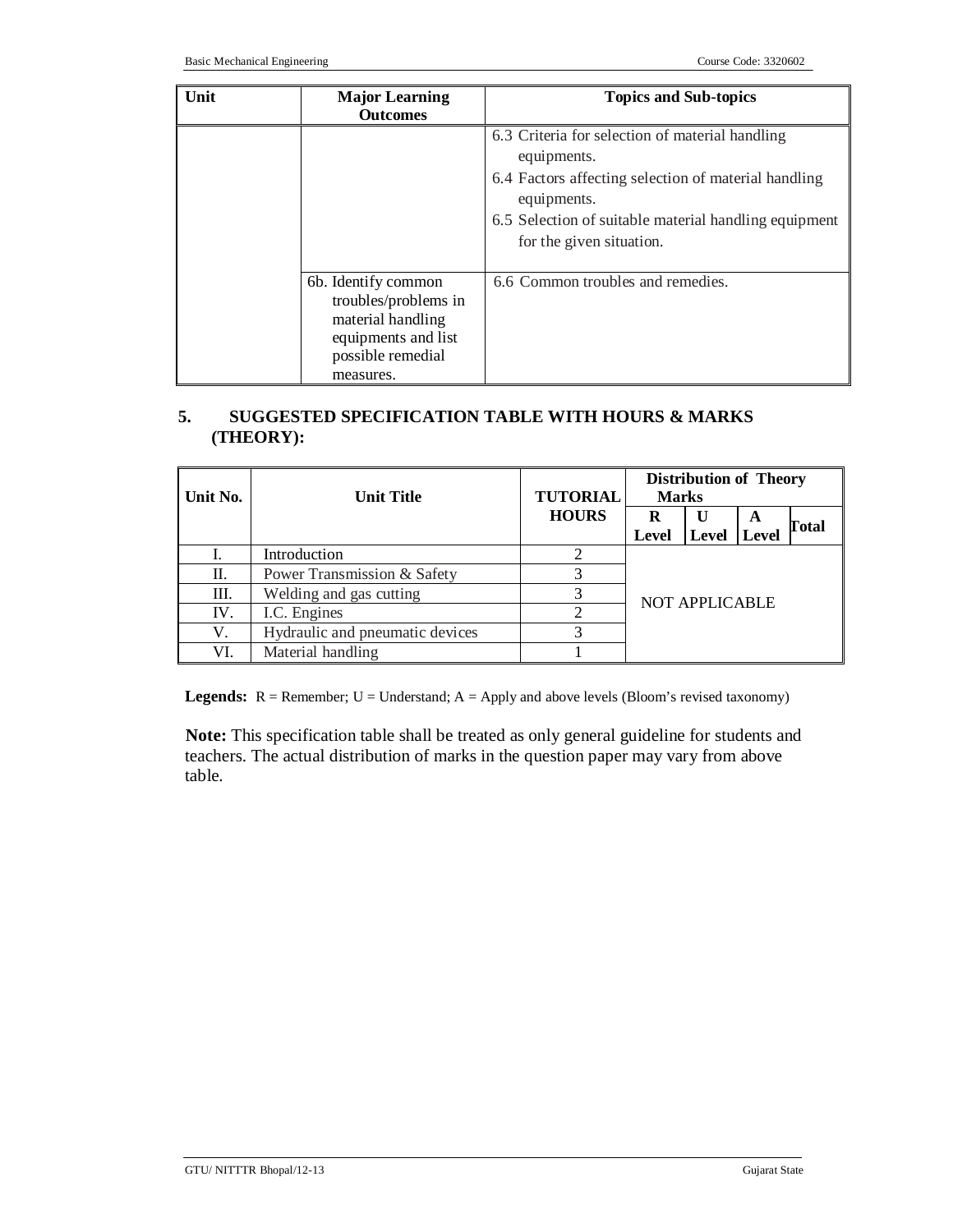| Unit | Major Learning Outcomes | Topics and Sub-topics |
|---|---|---|
| | | 6.3 Criteria for selection of material handling equipments.<br>6.4 Factors affecting selection of material handling equipments.<br>6.5 Selection of suitable material handling equipment for the given situation. |
| | 6b. Identify common troubles/problems in material handling equipments and list possible remedial measures. | 6.6 Common troubles and remedies. |

## 5. SUGGESTED SPECIFICATION TABLE WITH HOURS & MARKS (THEORY):

| Unit No. | Unit Title | TUTORIAL HOURS | Distribution of Theory Marks | | | |
|---|---|---|---|---|---|---|
| | | | R Level | U Level | A Level | Total |
| I. | Introduction | 2 | NOT APPLICABLE | | | |
| II. | Power Transmission & Safety | 3 | | | | |
| III. | Welding and gas cutting | 3 | | | | |
| IV. | I.C. Engines | 2 | | | | |
| V. | Hydraulic and pneumatic devices | 3 | | | | |
| VI. | Material handling | 1 | | | | |

**Legends:** R = Remember; U = Understand; A = Apply and above levels (Bloom's revised taxonomy)

**Note:** This specification table shall be treated as only general guideline for students and teachers. The actual distribution of marks in the question paper may vary from above table.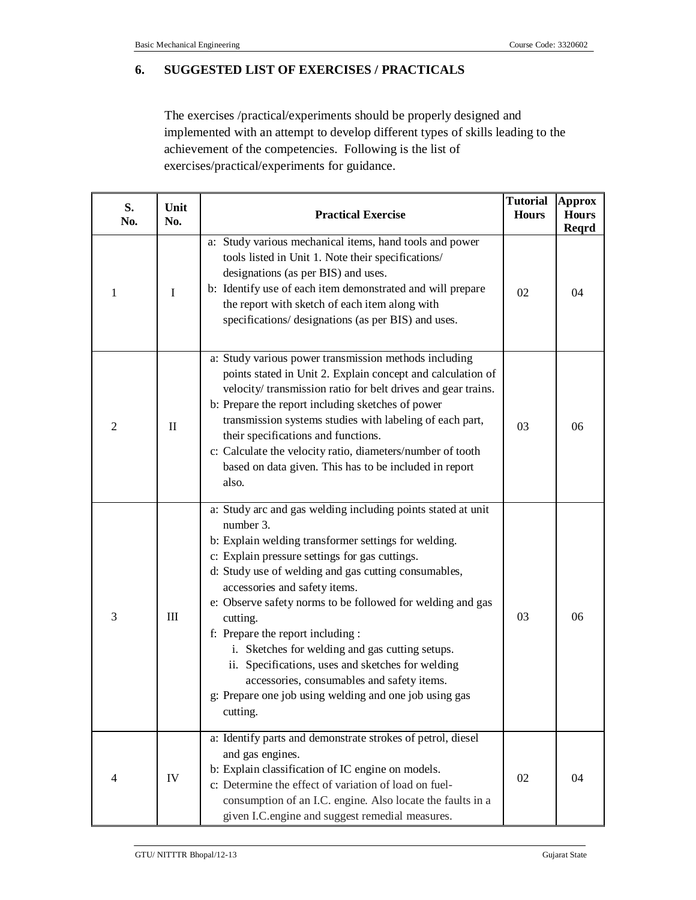## 6. SUGGESTED LIST OF EXERCISES / PRACTICALS

The exercises /practical/experiments should be properly designed and implemented with an attempt to develop different types of skills leading to the achievement of the competencies. Following is the list of exercises/practical/experiments for guidance.

| S. No. | Unit No. | Practical Exercise | Tutorial Hours | Approx Hours Reqrd |
|---|---|---|---|---|
| 1 | I | a: Study various mechanical items, hand tools and power tools listed in Unit 1. Note their specifications/ designations (as per BIS) and uses.<br>b: Identify use of each item demonstrated and will prepare the report with sketch of each item along with specifications/ designations (as per BIS) and uses. | 02 | 04 |
| 2 | II | a: Study various power transmission methods including points stated in Unit 2. Explain concept and calculation of velocity/ transmission ratio for belt drives and gear trains.<br>b: Prepare the report including sketches of power transmission systems studies with labeling of each part, their specifications and functions.<br>c: Calculate the velocity ratio, diameters/number of tooth based on data given. This has to be included in report also. | 03 | 06 |
| 3 | III | a: Study arc and gas welding including points stated at unit number 3.<br>b: Explain welding transformer settings for welding.<br>c: Explain pressure settings for gas cuttings.<br>d: Study use of welding and gas cutting consumables, accessories and safety items.<br>e: Observe safety norms to be followed for welding and gas cutting.<br>f: Prepare the report including :<br>i. Sketches for welding and gas cutting setups.<br>ii. Specifications, uses and sketches for welding accessories, consumables and safety items.<br>g: Prepare one job using welding and one job using gas cutting. | 03 | 06 |
| 4 | IV | a: Identify parts and demonstrate strokes of petrol, diesel and gas engines.<br>b: Explain classification of IC engine on models.<br>c: Determine the effect of variation of load on fuel-consumption of an I.C. engine. Also locate the faults in a given I.C.engine and suggest remedial measures. | 02 | 04 |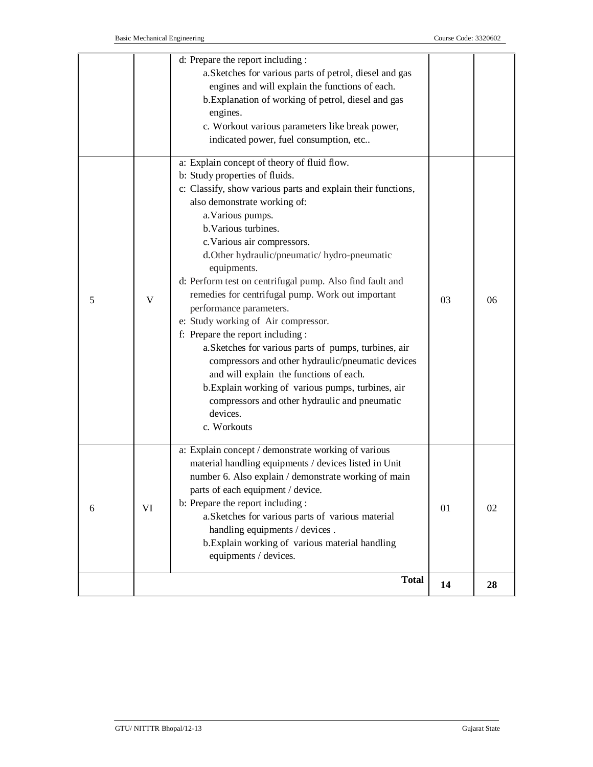| | | | | |
|---|---|---|---|---|
| | | d: Prepare the report including :<br>a. Sketches for various parts of petrol, diesel and gas engines and will explain the functions of each.<br>b. Explanation of working of petrol, diesel and gas engines.<br>c. Workout various parameters like break power, indicated power, fuel consumption, etc.. | | |
| 5 | V | a: Explain concept of theory of fluid flow.<br>b: Study properties of fluids.<br>c: Classify, show various parts and explain their functions, also demonstrate working of:<br>a. Various pumps.<br>b. Various turbines.<br>c. Various air compressors.<br>d. Other hydraulic/pneumatic/ hydro-pneumatic equipments.<br>d: Perform test on centrifugal pump. Also find fault and remedies for centrifugal pump. Work out important performance parameters.<br>e: Study working of Air compressor.<br>f: Prepare the report including :<br>a. Sketches for various parts of pumps, turbines, air compressors and other hydraulic/pneumatic devices and will explain the functions of each.<br>b. Explain working of various pumps, turbines, air compressors and other hydraulic and pneumatic devices.<br>c. Workouts | 03 | 06 |
| 6 | VI | a: Explain concept / demonstrate working of various material handling equipments / devices listed in Unit number 6. Also explain / demonstrate working of main parts of each equipment / device.<br>b: Prepare the report including :<br>a. Sketches for various parts of various material handling equipments / devices .<br>b. Explain working of various material handling equipments / devices. | 01 | 02 |
| | | **Total** | **14** | **28** |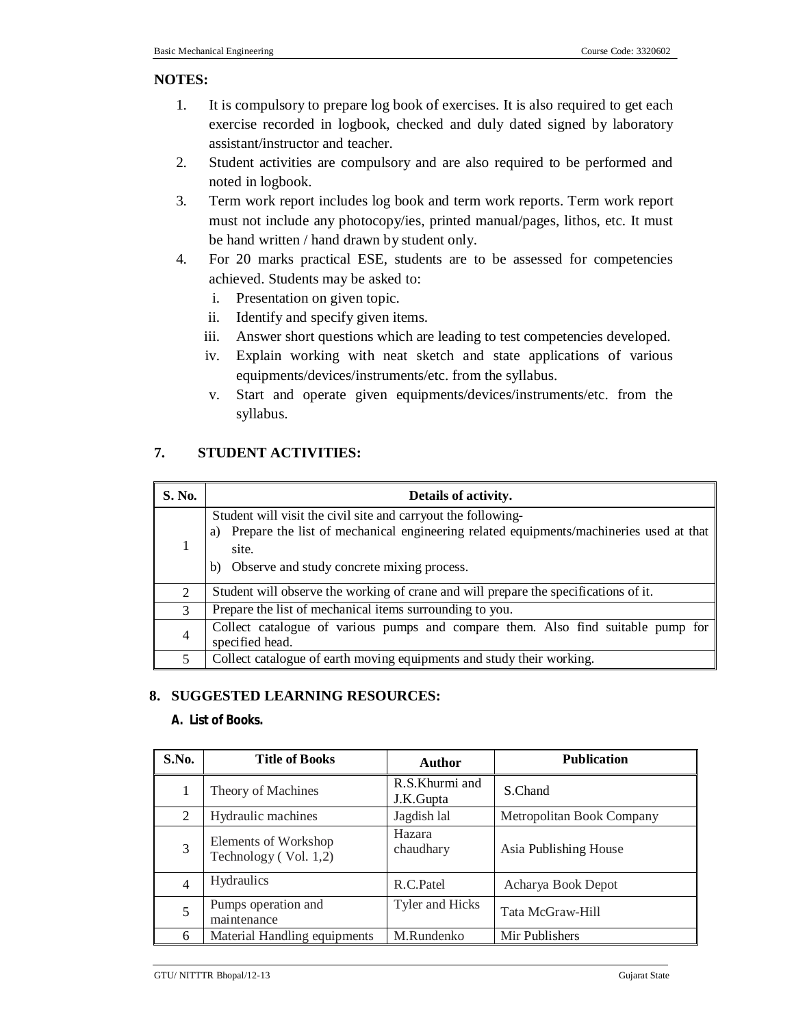**NOTES:**

1. It is compulsory to prepare log book of exercises. It is also required to get each exercise recorded in logbook, checked and duly dated signed by laboratory assistant/instructor and teacher.
2. Student activities are compulsory and are also required to be performed and noted in logbook.
3. Term work report includes log book and term work reports. Term work report must not include any photocopy/ies, printed manual/pages, lithos, etc. It must be hand written / hand drawn by student only.
4. For 20 marks practical ESE, students are to be assessed for competencies achieved. Students may be asked to:
   i. Presentation on given topic.
   ii. Identify and specify given items.
   iii. Answer short questions which are leading to test competencies developed.
   iv. Explain working with neat sketch and state applications of various equipments/devices/instruments/etc. from the syllabus.
   v. Start and operate given equipments/devices/instruments/etc. from the syllabus.

## 7. STUDENT ACTIVITIES:

| S. No. | Details of activity. |
|---|---|
| 1 | Student will visit the civil site and carryout the following-<br>a) Prepare the list of mechanical engineering related equipments/machineries used at that site.<br>b) Observe and study concrete mixing process. |
| 2 | Student will observe the working of crane and will prepare the specifications of it. |
| 3 | Prepare the list of mechanical items surrounding to you. |
| 4 | Collect catalogue of various pumps and compare them. Also find suitable pump for specified head. |
| 5 | Collect catalogue of earth moving equipments and study their working. |

## 8. SUGGESTED LEARNING RESOURCES:

### A. List of Books.

| S.No. | Title of Books | Author | Publication |
|---|---|---|---|
| 1 | Theory of Machines | R.S.Khurmi and J.K.Gupta | S.Chand |
| 2 | Hydraulic machines | Jagdish lal | Metropolitan Book Company |
| 3 | Elements of Workshop Technology ( Vol. 1,2) | Hazara chaudhary | Asia Publishing House |
| 4 | Hydraulics | R.C.Patel | Acharya Book Depot |
| 5 | Pumps operation and maintenance | Tyler and Hicks | Tata McGraw-Hill |
| 6 | Material Handling equipments | M.Rundenko | Mir Publishers |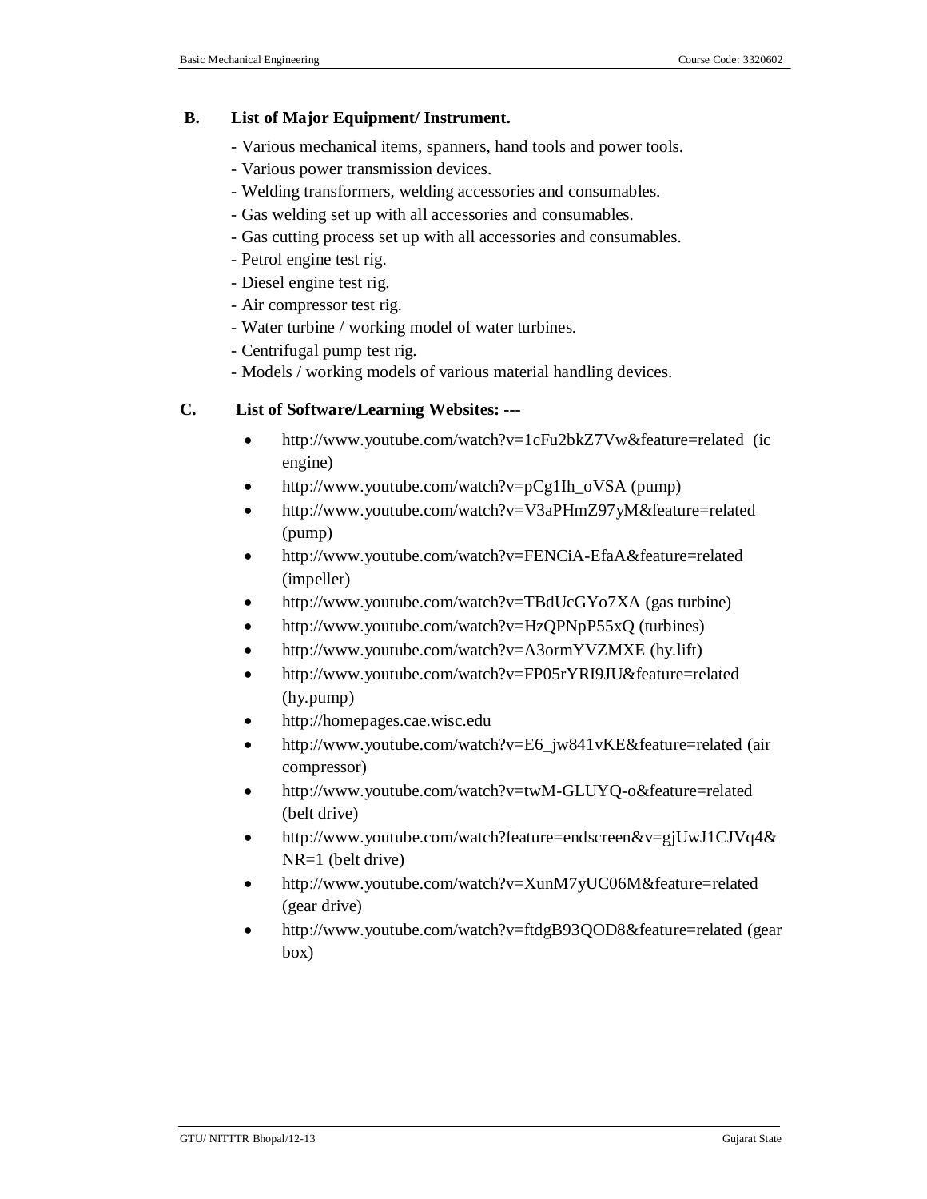**B. List of Major Equipment/ Instrument.**

- Various mechanical items, spanners, hand tools and power tools.
- Various power transmission devices.
- Welding transformers, welding accessories and consumables.
- Gas welding set up with all accessories and consumables.
- Gas cutting process set up with all accessories and consumables.
- Petrol engine test rig.
- Diesel engine test rig.
- Air compressor test rig.
- Water turbine / working model of water turbines.
- Centrifugal pump test rig.
- Models / working models of various material handling devices.

**C. List of Software/Learning Websites: ---**

- http://www.youtube.com/watch?v=1cFu2bkZ7Vw&feature=related (ic engine)
- http://www.youtube.com/watch?v=pCg1Ih_oVSA (pump)
- http://www.youtube.com/watch?v=V3aPHmZ97yM&feature=related (pump)
- http://www.youtube.com/watch?v=FENCiA-EfaA&feature=related (impeller)
- http://www.youtube.com/watch?v=TBdUcGYo7XA (gas turbine)
- http://www.youtube.com/watch?v=HzQPNpP55xQ (turbines)
- http://www.youtube.com/watch?v=A3ormYVZMXE (hy.lift)
- http://www.youtube.com/watch?v=FP05rYRI9JU&feature=related (hy.pump)
- http://homepages.cae.wisc.edu
- http://www.youtube.com/watch?v=E6_jw841vKE&feature=related (air compressor)
- http://www.youtube.com/watch?v=twM-GLUYQ-o&feature=related (belt drive)
- http://www.youtube.com/watch?feature=endscreen&v=gjUwJ1CJVq4&NR=1 (belt drive)
- http://www.youtube.com/watch?v=XunM7yUC06M&feature=related (gear drive)
- http://www.youtube.com/watch?v=ftdgB93QOD8&feature=related (gear box)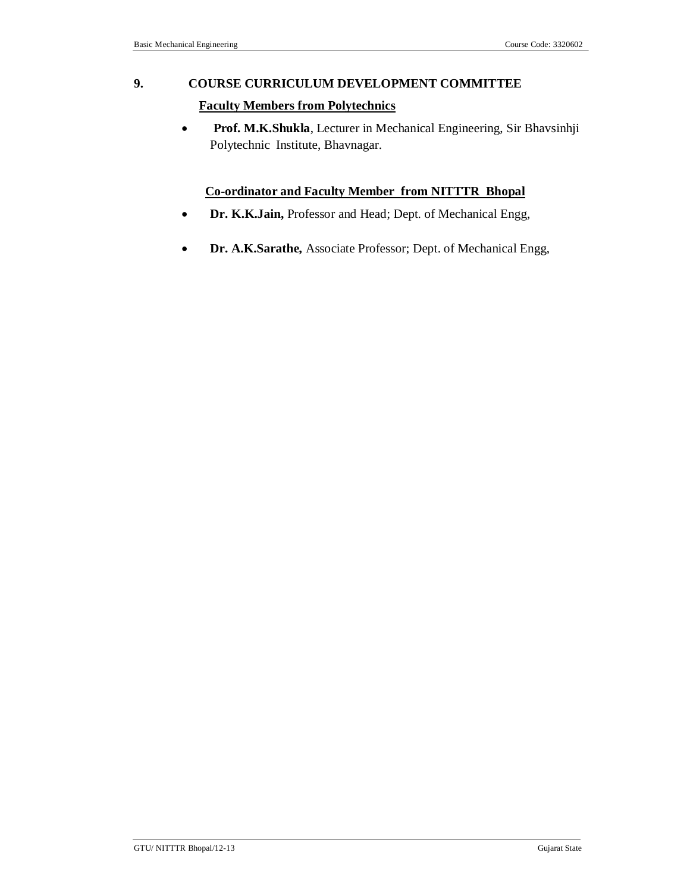## 9. COURSE CURRICULUM DEVELOPMENT COMMITTEE

**Faculty Members from Polytechnics**

- **Prof. M.K.Shukla**, Lecturer in Mechanical Engineering, Sir Bhavsinhji Polytechnic Institute, Bhavnagar.

**Co-ordinator and Faculty Member from NITTTR Bhopal**

- **Dr. K.K.Jain,** Professor and Head; Dept. of Mechanical Engg,
- **Dr. A.K.Sarathe,** Associate Professor; Dept. of Mechanical Engg,